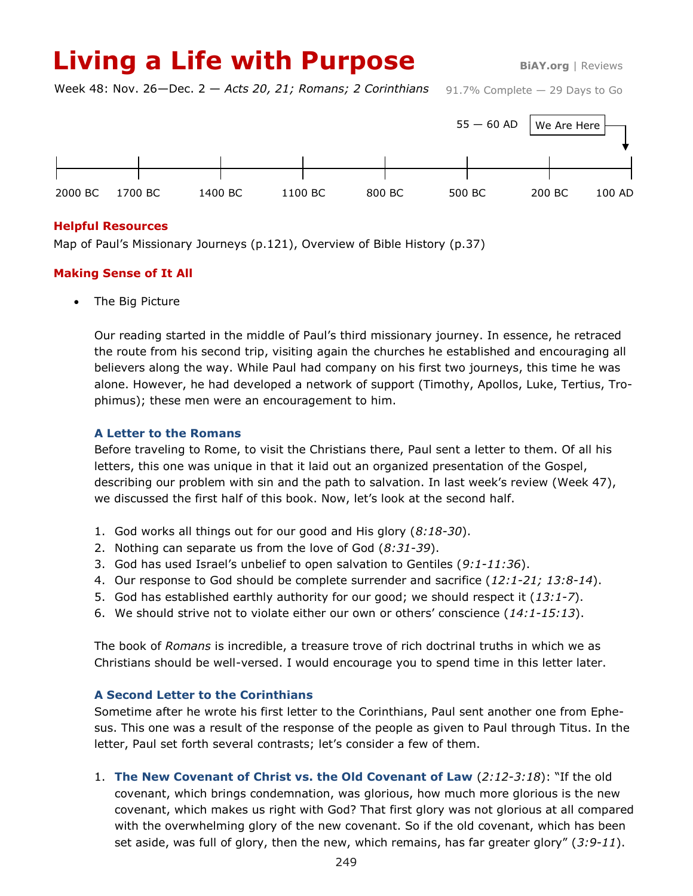# Living a Life with Purpose

**BiAY.org** | Reviews

Week 48: Nov. 26—Dec. 2 — *Acts 20, 21; Romans; 2 Corinthians*

91.7% Complete — 29 Days to Go

55 — 60 AD | We Are Here

2000 BC | 1700 BC | 1400 BC | 1100 BC | 800 BC | 500 BC | 200 BC | 100 AD

## Helpful Resources

Map of Paul's Missionary Journeys (p.121), Overview of Bible History (p.37)

## Making Sense of It All

- The Big Picture

  Our reading started in the middle of Paul's third missionary journey. In essence, he retraced the route from his second trip, visiting again the churches he established and encouraging all believers along the way. While Paul had company on his first two journeys, this time he was alone. However, he had developed a network of support (Timothy, Apollos, Luke, Tertius, Trophimus); these men were an encouragement to him.

### A Letter to the Romans

Before traveling to Rome, to visit the Christians there, Paul sent a letter to them. Of all his letters, this one was unique in that it laid out an organized presentation of the Gospel, describing our problem with sin and the path to salvation. In last week's review (Week 47), we discussed the first half of this book. Now, let's look at the second half.

1. God works all things out for our good and His glory (*8:18-30*).
2. Nothing can separate us from the love of God (*8:31-39*).
3. God has used Israel's unbelief to open salvation to Gentiles (*9:1-11:36*).
4. Our response to God should be complete surrender and sacrifice (*12:1-21; 13:8-14*).
5. God has established earthly authority for our good; we should respect it (*13:1-7*).
6. We should strive not to violate either our own or others' conscience (*14:1-15:13*).

The book of *Romans* is incredible, a treasure trove of rich doctrinal truths in which we as Christians should be well-versed. I would encourage you to spend time in this letter later.

### A Second Letter to the Corinthians

Sometime after he wrote his first letter to the Corinthians, Paul sent another one from Ephesus. This one was a result of the response of the people as given to Paul through Titus. In the letter, Paul set forth several contrasts; let's consider a few of them.

1. **The New Covenant of Christ vs. the Old Covenant of Law** (*2:12-3:18*): "If the old covenant, which brings condemnation, was glorious, how much more glorious is the new covenant, which makes us right with God? That first glory was not glorious at all compared with the overwhelming glory of the new covenant. So if the old covenant, which has been set aside, was full of glory, then the new, which remains, has far greater glory" (*3:9-11*).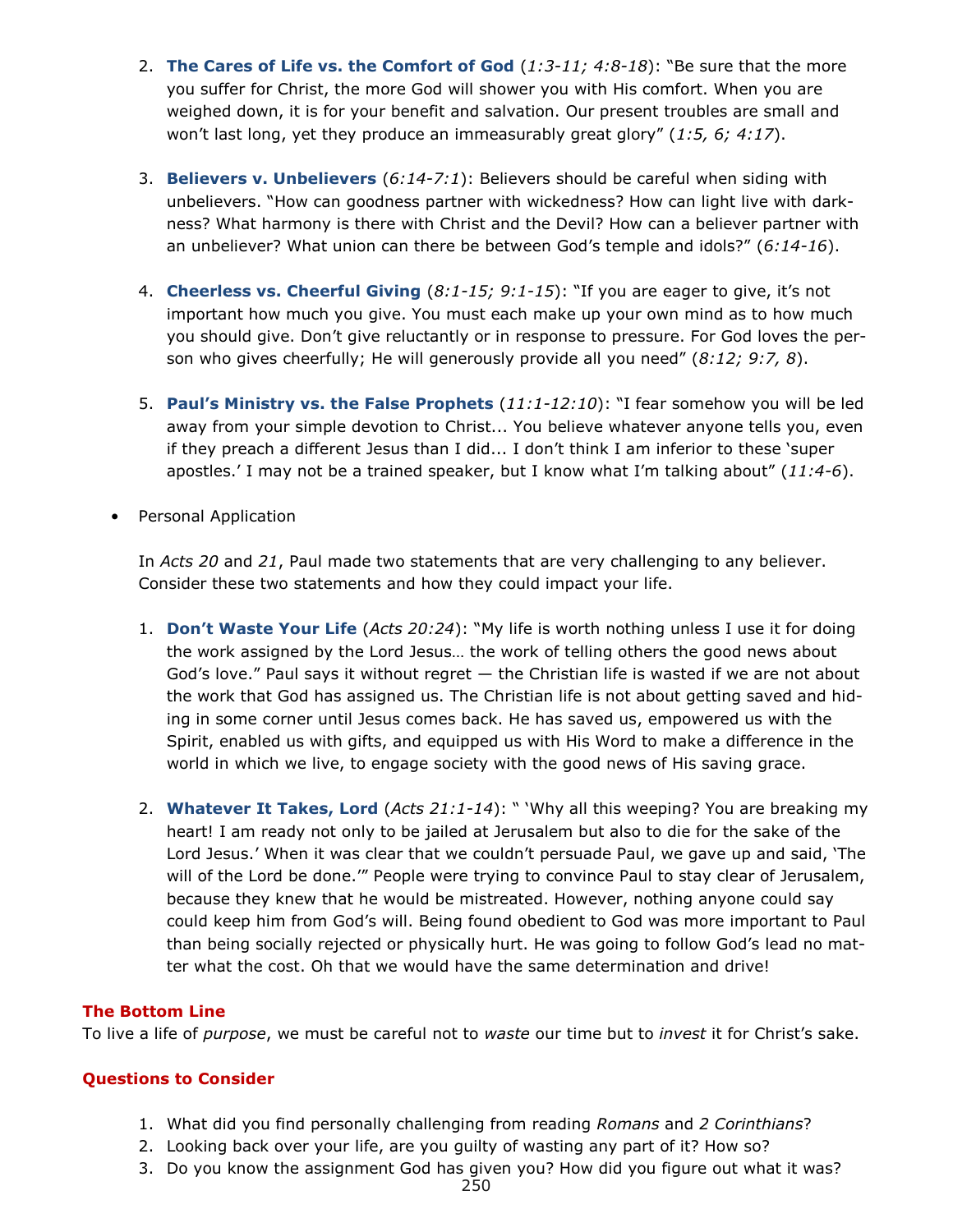2. **The Cares of Life vs. the Comfort of God** (*1:3-11; 4:8-18*): "Be sure that the more you suffer for Christ, the more God will shower you with His comfort. When you are weighed down, it is for your benefit and salvation. Our present troubles are small and won't last long, yet they produce an immeasurably great glory" (*1:5, 6; 4:17*).

3. **Believers v. Unbelievers** (*6:14-7:1*): Believers should be careful when siding with unbelievers. "How can goodness partner with wickedness? How can light live with darkness? What harmony is there with Christ and the Devil? How can a believer partner with an unbeliever? What union can there be between God's temple and idols?" (*6:14-16*).

4. **Cheerless vs. Cheerful Giving** (*8:1-15; 9:1-15*): "If you are eager to give, it's not important how much you give. You must each make up your own mind as to how much you should give. Don't give reluctantly or in response to pressure. For God loves the person who gives cheerfully; He will generously provide all you need" (*8:12; 9:7, 8*).

5. **Paul's Ministry vs. the False Prophets** (*11:1-12:10*): "I fear somehow you will be led away from your simple devotion to Christ... You believe whatever anyone tells you, even if they preach a different Jesus than I did... I don't think I am inferior to these 'super apostles.' I may not be a trained speaker, but I know what I'm talking about" (*11:4-6*).

- Personal Application

  In *Acts 20* and *21*, Paul made two statements that are very challenging to any believer. Consider these two statements and how they could impact your life.

  1. **Don't Waste Your Life** (*Acts 20:24*): "My life is worth nothing unless I use it for doing the work assigned by the Lord Jesus… the work of telling others the good news about God's love." Paul says it without regret — the Christian life is wasted if we are not about the work that God has assigned us. The Christian life is not about getting saved and hiding in some corner until Jesus comes back. He has saved us, empowered us with the Spirit, enabled us with gifts, and equipped us with His Word to make a difference in the world in which we live, to engage society with the good news of His saving grace.

  2. **Whatever It Takes, Lord** (*Acts 21:1-14*): " 'Why all this weeping? You are breaking my heart! I am ready not only to be jailed at Jerusalem but also to die for the sake of the Lord Jesus.' When it was clear that we couldn't persuade Paul, we gave up and said, 'The will of the Lord be done.'" People were trying to convince Paul to stay clear of Jerusalem, because they knew that he would be mistreated. However, nothing anyone could say could keep him from God's will. Being found obedient to God was more important to Paul than being socially rejected or physically hurt. He was going to follow God's lead no matter what the cost. Oh that we would have the same determination and drive!

### The Bottom Line

To live a life of *purpose*, we must be careful not to *waste* our time but to *invest* it for Christ's sake.

### Questions to Consider

1. What did you find personally challenging from reading *Romans* and *2 Corinthians*?
2. Looking back over your life, are you guilty of wasting any part of it? How so?
3. Do you know the assignment God has given you? How did you figure out what it was?